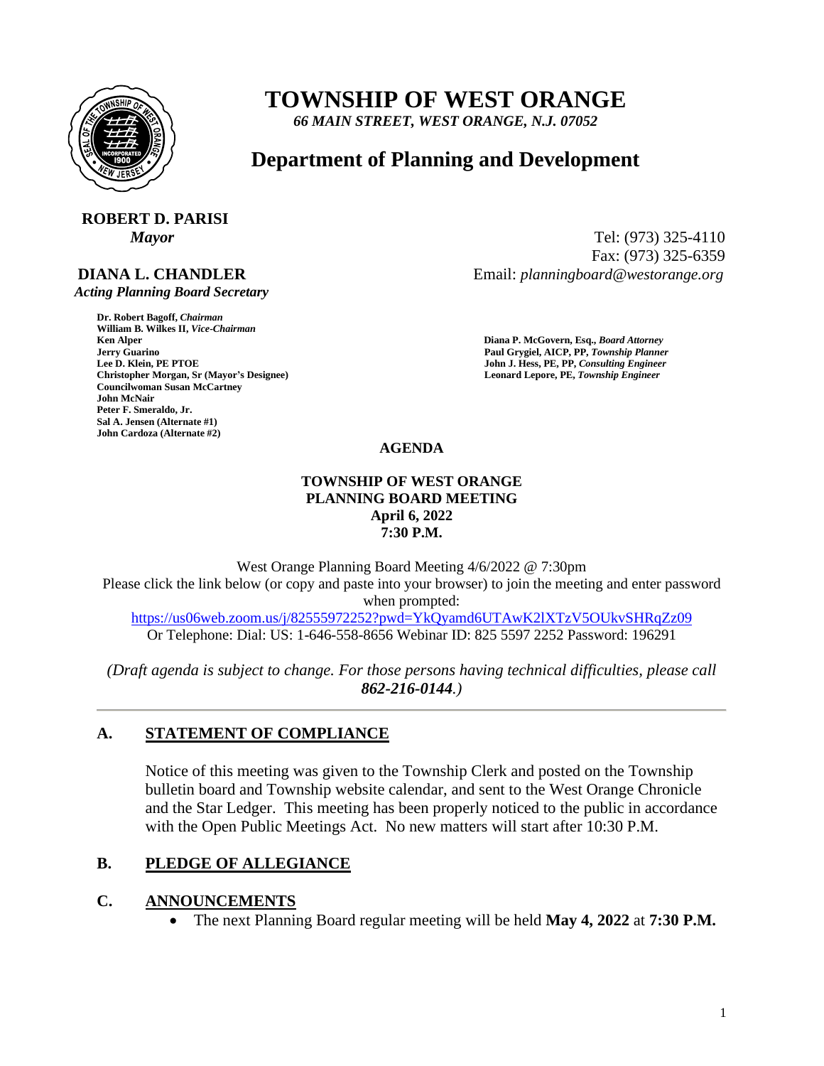# TOWNSHIP OF WEST ORANGE

*66 MAIN STREET, WEST ORANGE, N.J. 07052*

## Department of Planning and Development

**ROBERT D. PARISI**
***Mayor***

**DIANA L. CHANDLER**
***Acting Planning Board Secretary***

Tel: (973) 325-4110
Fax: (973) 325-6359
Email: *planningboard@westorange.org*

**Dr. Robert Bagoff,** ***Chairman***
**William B. Wilkes II,** ***Vice-Chairman***
**Ken Alper**
**Jerry Guarino**
**Lee D. Klein, PE PTOE**
**Christopher Morgan, Sr (Mayor's Designee)**
**Councilwoman Susan McCartney**
**John McNair**
**Peter F. Smeraldo, Jr.**
**Sal A. Jensen (Alternate #1)**
**John Cardoza (Alternate #2)**

**Diana P. McGovern, Esq.,** ***Board Attorney***
**Paul Grygiel, AICP, PP,** ***Township Planner***
**John J. Hess, PE, PP,** ***Consulting Engineer***
**Leonard Lepore, PE,** ***Township Engineer***

**AGENDA**

**TOWNSHIP OF WEST ORANGE**
**PLANNING BOARD MEETING**
**April 6, 2022**
**7:30 P.M.**

West Orange Planning Board Meeting 4/6/2022 @ 7:30pm
Please click the link below (or copy and paste into your browser) to join the meeting and enter password when prompted:
https://us06web.zoom.us/j/82555972252?pwd=YkQyamd6UTAwK2lXTzV5OUkvSHRqZz09
Or Telephone: Dial: US: 1-646-558-8656 Webinar ID: 825 5597 2252 Password: 196291

*(Draft agenda is subject to change. For those persons having technical difficulties, please call* ***862-216-0144****.)*

---

## A. STATEMENT OF COMPLIANCE

Notice of this meeting was given to the Township Clerk and posted on the Township bulletin board and Township website calendar, and sent to the West Orange Chronicle and the Star Ledger. This meeting has been properly noticed to the public in accordance with the Open Public Meetings Act. No new matters will start after 10:30 P.M.

## B. PLEDGE OF ALLEGIANCE

## C. ANNOUNCEMENTS

- The next Planning Board regular meeting will be held **May 4, 2022** at **7:30 P.M.**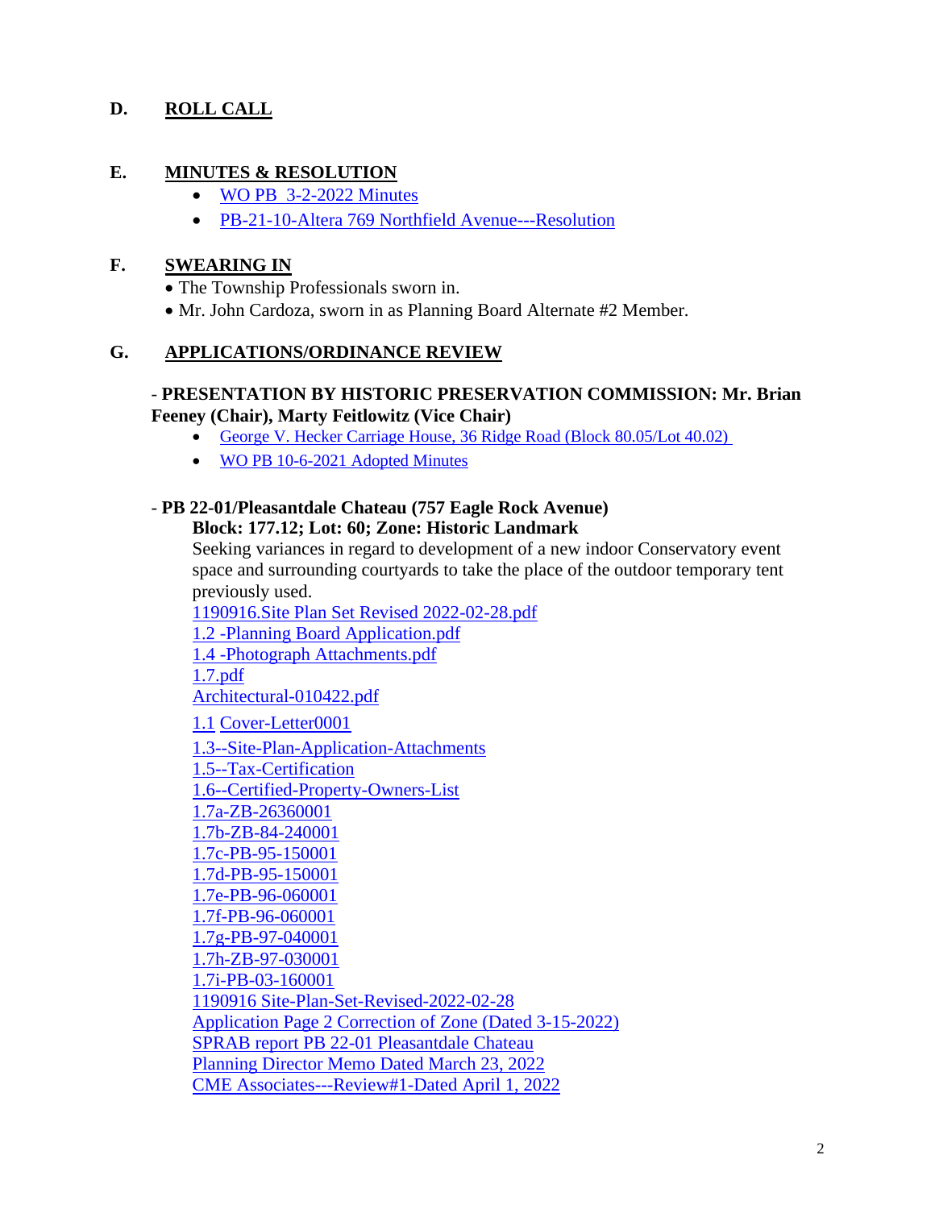## D. ROLL CALL

## E. MINUTES & RESOLUTION

- WO PB 3-2-2022 Minutes
- PB-21-10-Altera 769 Northfield Avenue---Resolution

## F. SWEARING IN

- The Township Professionals sworn in.
- Mr. John Cardoza, sworn in as Planning Board Alternate #2 Member.

## G. APPLICATIONS/ORDINANCE REVIEW

- **PRESENTATION BY HISTORIC PRESERVATION COMMISSION: Mr. Brian Feeney (Chair), Marty Feitlowitz (Vice Chair)**
  - George V. Hecker Carriage House, 36 Ridge Road (Block 80.05/Lot 40.02)
  - WO PB 10-6-2021 Adopted Minutes

- **PB 22-01/Pleasantdale Chateau (757 Eagle Rock Avenue)**

  **Block: 177.12; Lot: 60; Zone: Historic Landmark**

  Seeking variances in regard to development of a new indoor Conservatory event space and surrounding courtyards to take the place of the outdoor temporary tent previously used.

  1190916.Site Plan Set Revised 2022-02-28.pdf
  1.2 -Planning Board Application.pdf
  1.4 -Photograph Attachments.pdf
  1.7.pdf
  Architectural-010422.pdf
  1.1 Cover-Letter0001
  1.3--Site-Plan-Application-Attachments
  1.5--Tax-Certification
  1.6--Certified-Property-Owners-List
  1.7a-ZB-26360001
  1.7b-ZB-84-240001
  1.7c-PB-95-150001
  1.7d-PB-95-150001
  1.7e-PB-96-060001
  1.7f-PB-96-060001
  1.7g-PB-97-040001
  1.7h-ZB-97-030001
  1.7i-PB-03-160001
  1190916 Site-Plan-Set-Revised-2022-02-28
  Application Page 2 Correction of Zone (Dated 3-15-2022)
  SPRAB report PB 22-01 Pleasantdale Chateau
  Planning Director Memo Dated March 23, 2022
  CME Associates---Review#1-Dated April 1, 2022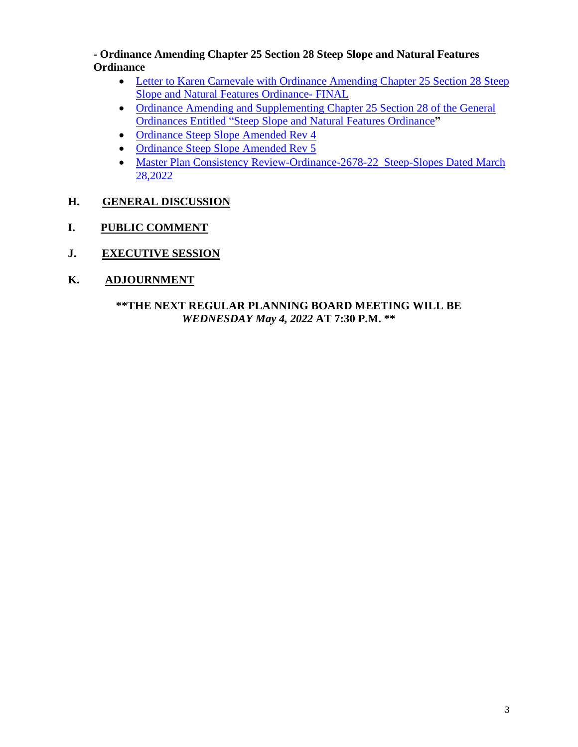**- Ordinance Amending Chapter 25 Section 28 Steep Slope and Natural Features Ordinance**

- Letter to Karen Carnevale with Ordinance Amending Chapter 25 Section 28 Steep Slope and Natural Features Ordinance- FINAL
- Ordinance Amending and Supplementing Chapter 25 Section 28 of the General Ordinances Entitled "Steep Slope and Natural Features Ordinance"
- Ordinance Steep Slope Amended Rev 4
- Ordinance Steep Slope Amended Rev 5
- Master Plan Consistency Review-Ordinance-2678-22 Steep-Slopes Dated March 28,2022

## H. GENERAL DISCUSSION

## I. PUBLIC COMMENT

## J. EXECUTIVE SESSION

## K. ADJOURNMENT

**\*\*THE NEXT REGULAR PLANNING BOARD MEETING WILL BE *WEDNESDAY May 4, 2022* AT 7:30 P.M. \*\***